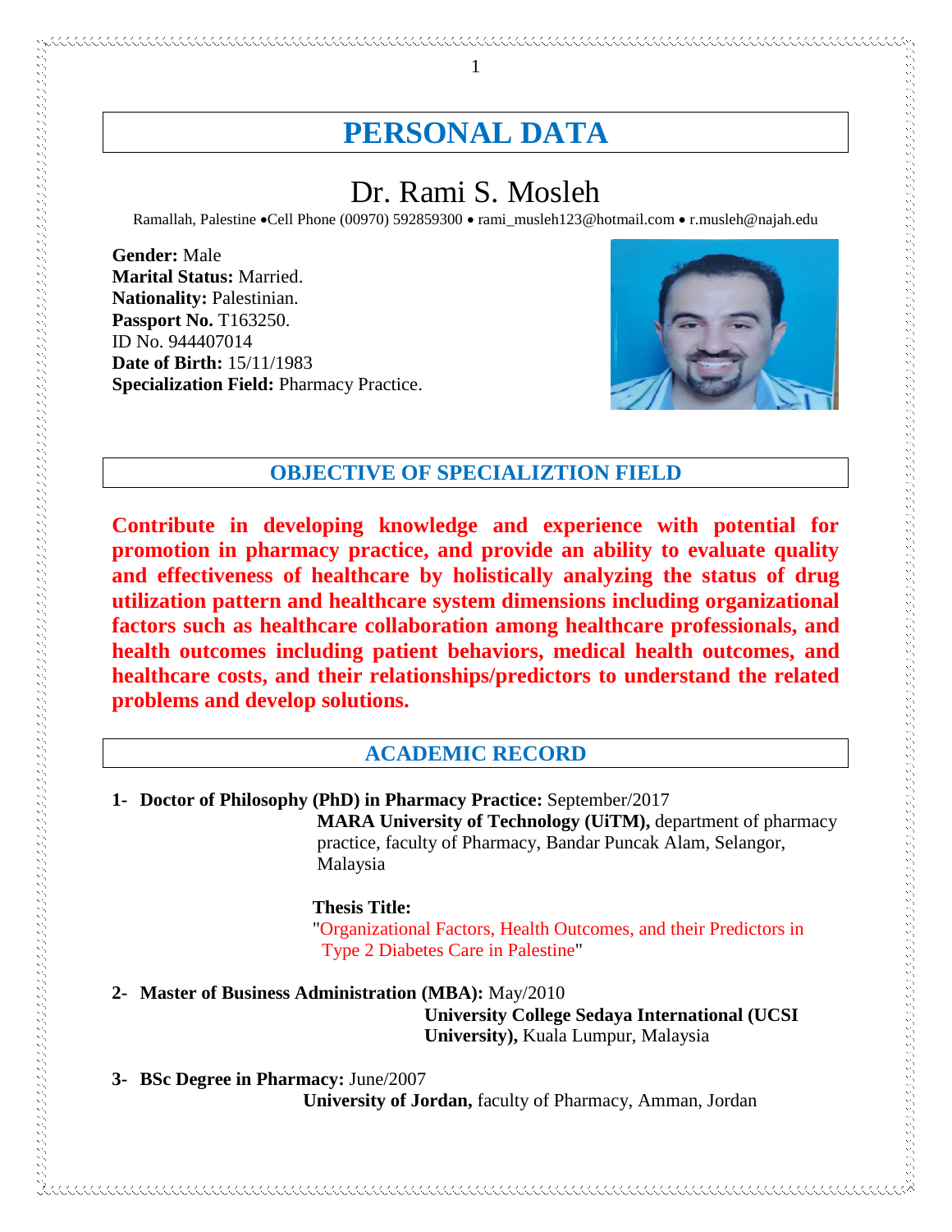# PERSONAL DATA

## Dr. Rami S. Mosleh

Ramallah, Palestine • Cell Phone (00970) 592859300 • rami_musleh123@hotmail.com • r.musleh@najah.edu

**Gender:** Male
**Marital Status:** Married.
**Nationality:** Palestinian.
**Passport No.** T163250.
ID No. 944407014
**Date of Birth:** 15/11/1983
**Specialization Field:** Pharmacy Practice.

## OBJECTIVE OF SPECIALIZTION FIELD

**Contribute in developing knowledge and experience with potential for promotion in pharmacy practice, and provide an ability to evaluate quality and effectiveness of healthcare by holistically analyzing the status of drug utilization pattern and healthcare system dimensions including organizational factors such as healthcare collaboration among healthcare professionals, and health outcomes including patient behaviors, medical health outcomes, and healthcare costs, and their relationships/predictors to understand the related problems and develop solutions.**

## ACADEMIC RECORD

1- **Doctor of Philosophy (PhD) in Pharmacy Practice:** September/2017
**MARA University of Technology (UiTM),** department of pharmacy practice, faculty of Pharmacy, Bandar Puncak Alam, Selangor, Malaysia

**Thesis Title:**
"Organizational Factors, Health Outcomes, and their Predictors in Type 2 Diabetes Care in Palestine"

2- **Master of Business Administration (MBA):** May/2010
**University College Sedaya International (UCSI University),** Kuala Lumpur, Malaysia

3- **BSc Degree in Pharmacy:** June/2007
**University of Jordan,** faculty of Pharmacy, Amman, Jordan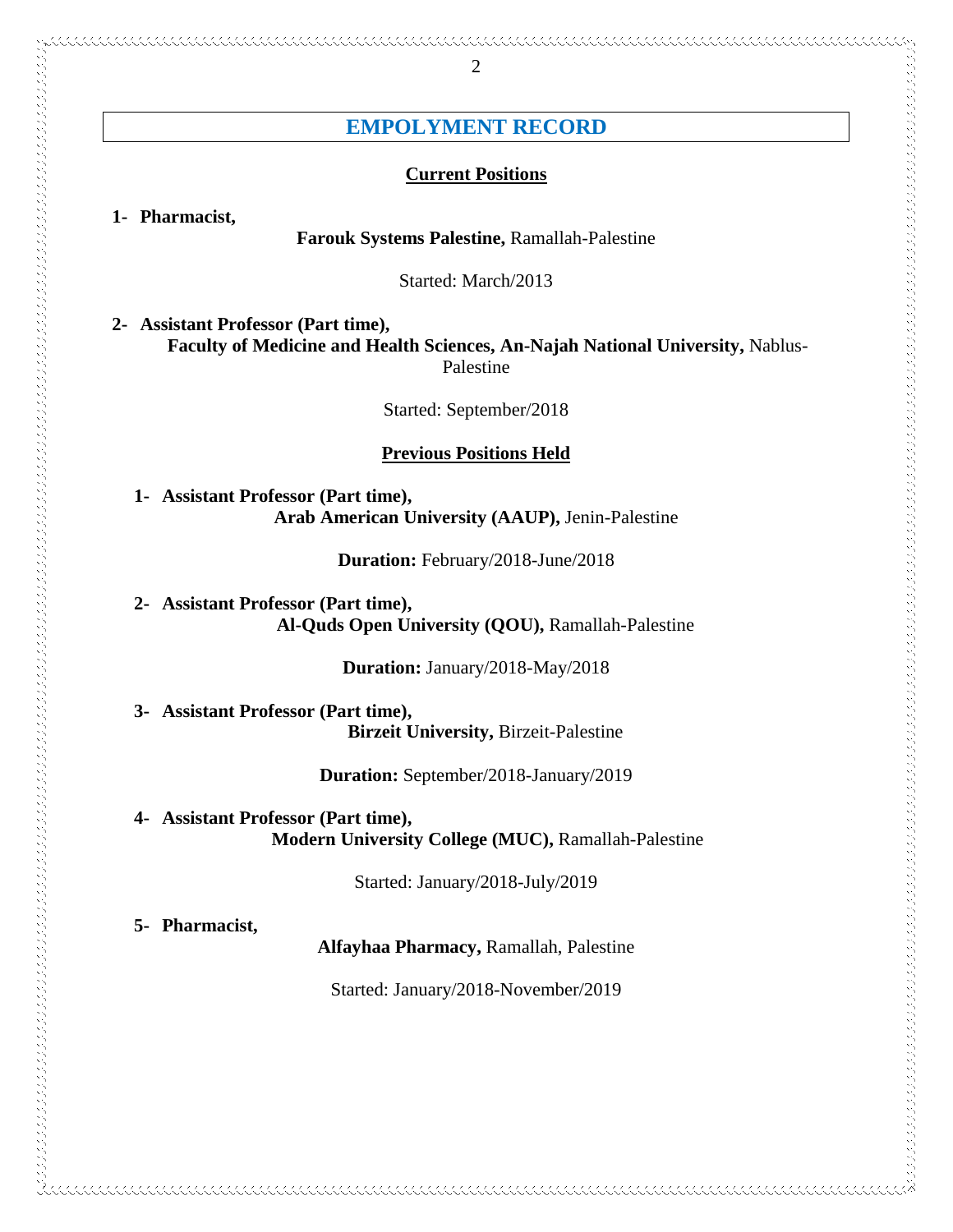# EMPOLYMENT RECORD

## Current Positions

1- **Pharmacist,**

**Farouk Systems Palestine,** Ramallah-Palestine

Started: March/2013

2- **Assistant Professor (Part time),**

**Faculty of Medicine and Health Sciences, An-Najah National University,** Nablus-Palestine

Started: September/2018

## Previous Positions Held

1- **Assistant Professor (Part time),**

**Arab American University (AAUP),** Jenin-Palestine

**Duration:** February/2018-June/2018

2- **Assistant Professor (Part time),**

**Al-Quds Open University (QOU),** Ramallah-Palestine

**Duration:** January/2018-May/2018

3- **Assistant Professor (Part time),**

**Birzeit University,** Birzeit-Palestine

**Duration:** September/2018-January/2019

4- **Assistant Professor (Part time),**

**Modern University College (MUC),** Ramallah-Palestine

Started: January/2018-July/2019

5- **Pharmacist,**

**Alfayhaa Pharmacy,** Ramallah, Palestine

Started: January/2018-November/2019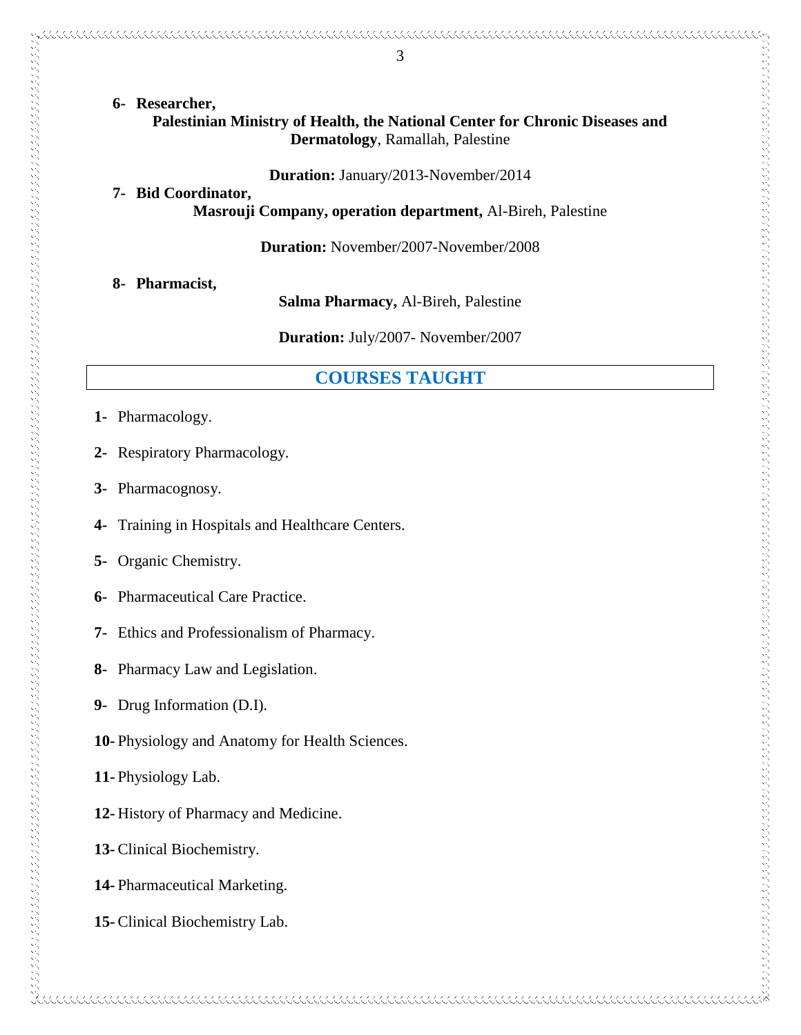6- **Researcher,**

**Palestinian Ministry of Health, the National Center for Chronic Diseases and Dermatology**, Ramallah, Palestine

**Duration:** January/2013-November/2014

7- **Bid Coordinator,**

**Masrouji Company, operation department,** Al-Bireh, Palestine

**Duration:** November/2007-November/2008

8- **Pharmacist,**

**Salma Pharmacy,** Al-Bireh, Palestine

**Duration:** July/2007- November/2007

## COURSES TAUGHT

**1-** Pharmacology.

**2-** Respiratory Pharmacology.

**3-** Pharmacognosy.

**4-** Training in Hospitals and Healthcare Centers.

**5-** Organic Chemistry.

**6-** Pharmaceutical Care Practice.

**7-** Ethics and Professionalism of Pharmacy.

**8-** Pharmacy Law and Legislation.

**9-** Drug Information (D.I).

**10-** Physiology and Anatomy for Health Sciences.

**11-** Physiology Lab.

**12-** History of Pharmacy and Medicine.

**13-** Clinical Biochemistry.

**14-** Pharmaceutical Marketing.

**15-** Clinical Biochemistry Lab.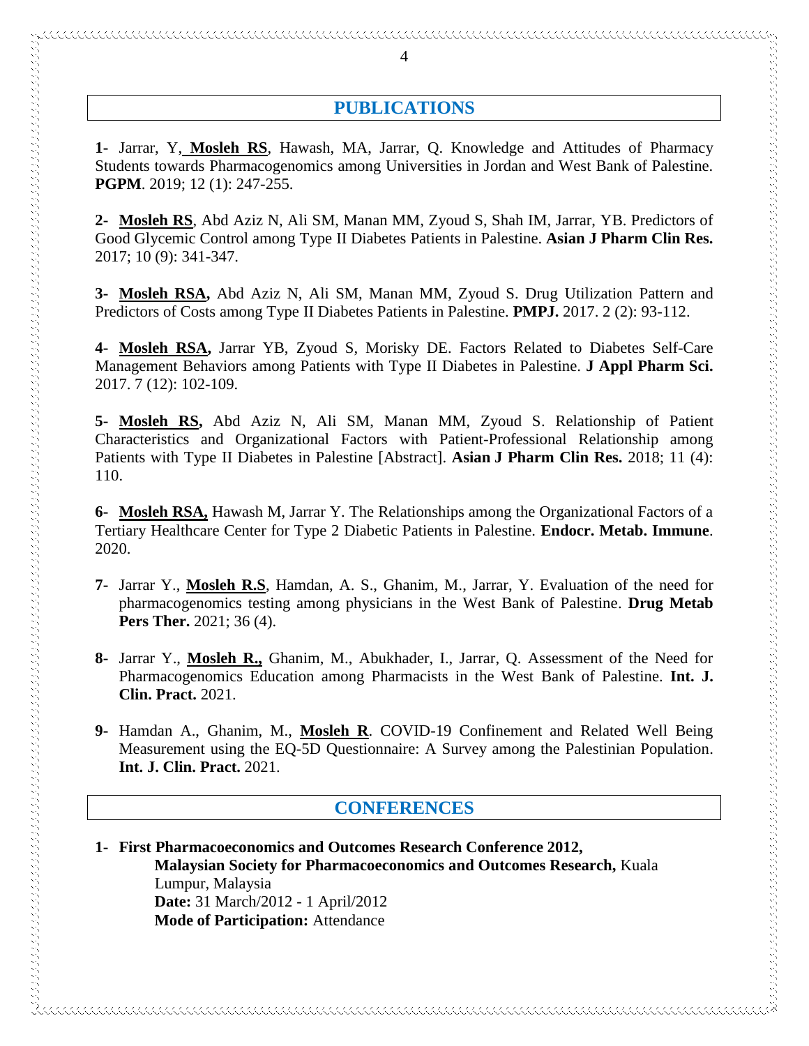## PUBLICATIONS

**1-** Jarrar, Y, **Mosleh RS**, Hawash, MA, Jarrar, Q. Knowledge and Attitudes of Pharmacy Students towards Pharmacogenomics among Universities in Jordan and West Bank of Palestine. **PGPM**. 2019; 12 (1): 247-255.

**2- Mosleh RS**, Abd Aziz N, Ali SM, Manan MM, Zyoud S, Shah IM, Jarrar, YB. Predictors of Good Glycemic Control among Type II Diabetes Patients in Palestine. **Asian J Pharm Clin Res.** 2017; 10 (9): 341-347.

**3- Mosleh RSA,** Abd Aziz N, Ali SM, Manan MM, Zyoud S. Drug Utilization Pattern and Predictors of Costs among Type II Diabetes Patients in Palestine. **PMPJ.** 2017. 2 (2): 93-112.

**4- Mosleh RSA,** Jarrar YB, Zyoud S, Morisky DE. Factors Related to Diabetes Self-Care Management Behaviors among Patients with Type II Diabetes in Palestine. **J Appl Pharm Sci.** 2017. 7 (12): 102-109.

**5- Mosleh RS,** Abd Aziz N, Ali SM, Manan MM, Zyoud S. Relationship of Patient Characteristics and Organizational Factors with Patient-Professional Relationship among Patients with Type II Diabetes in Palestine [Abstract]. **Asian J Pharm Clin Res.** 2018; 11 (4): 110.

**6- Mosleh RSA,** Hawash M, Jarrar Y. The Relationships among the Organizational Factors of a Tertiary Healthcare Center for Type 2 Diabetic Patients in Palestine. **Endocr. Metab. Immune**. 2020.

**7-** Jarrar Y., **Mosleh R.S**, Hamdan, A. S., Ghanim, M., Jarrar, Y. Evaluation of the need for pharmacogenomics testing among physicians in the West Bank of Palestine. **Drug Metab Pers Ther.** 2021; 36 (4).

**8-** Jarrar Y., **Mosleh R.,** Ghanim, M., Abukhader, I., Jarrar, Q. Assessment of the Need for Pharmacogenomics Education among Pharmacists in the West Bank of Palestine. **Int. J. Clin. Pract.** 2021.

**9-** Hamdan A., Ghanim, M., **Mosleh R**. COVID-19 Confinement and Related Well Being Measurement using the EQ-5D Questionnaire: A Survey among the Palestinian Population. **Int. J. Clin. Pract.** 2021.

## CONFERENCES

**1- First Pharmacoeconomics and Outcomes Research Conference 2012,**
**Malaysian Society for Pharmacoeconomics and Outcomes Research,** Kuala Lumpur, Malaysia
**Date:** 31 March/2012 - 1 April/2012
**Mode of Participation:** Attendance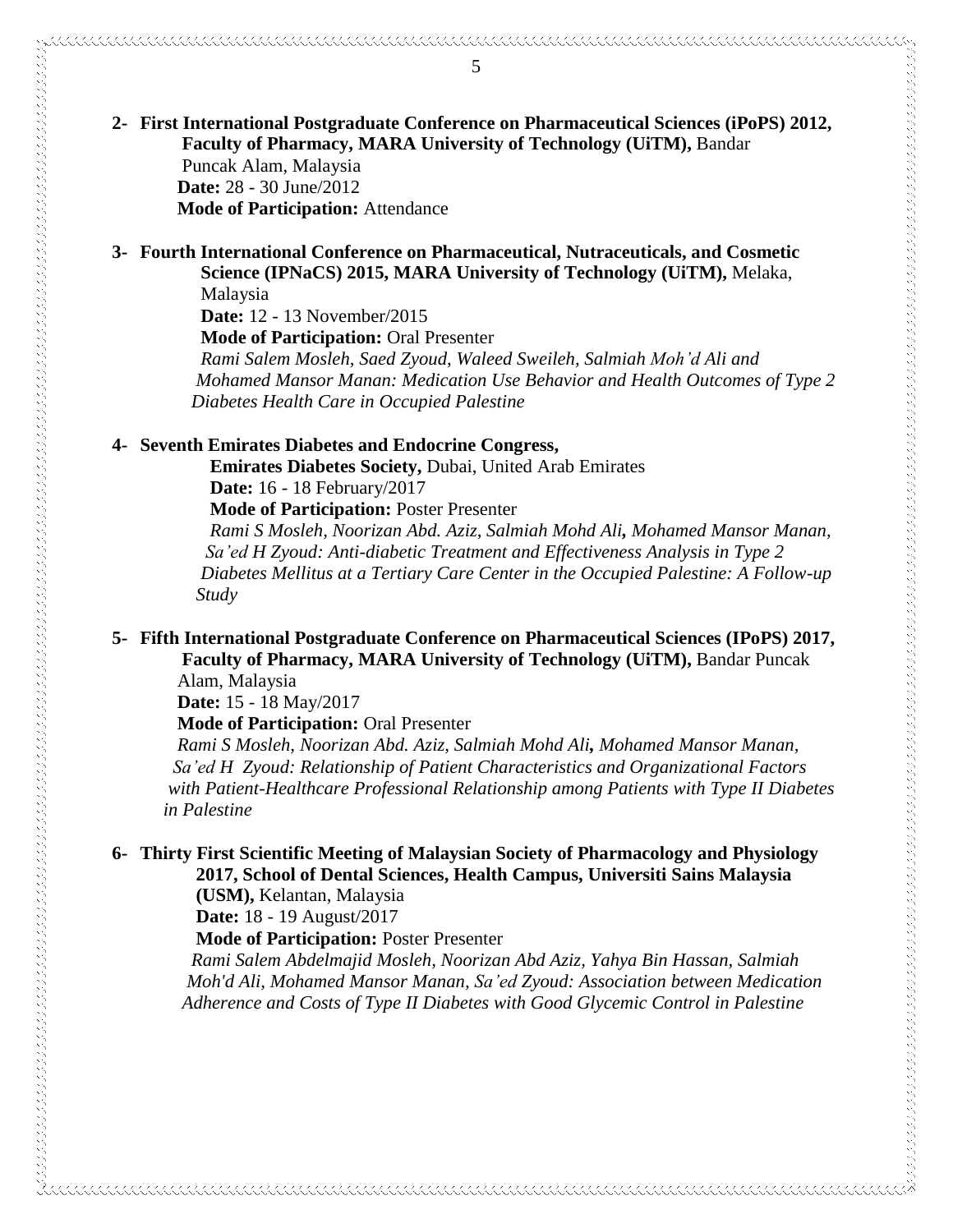2- **First International Postgraduate Conference on Pharmaceutical Sciences (iPoPS) 2012, Faculty of Pharmacy, MARA University of Technology (UiTM),** Bandar Puncak Alam, Malaysia
   **Date:** 28 - 30 June/2012
   **Mode of Participation:** Attendance

3- **Fourth International Conference on Pharmaceutical, Nutraceuticals, and Cosmetic Science (IPNaCS) 2015, MARA University of Technology (UiTM),** Melaka, Malaysia
   **Date:** 12 - 13 November/2015
   **Mode of Participation:** Oral Presenter
   *Rami Salem Mosleh, Saed Zyoud, Waleed Sweileh, Salmiah Moh'd Ali and Mohamed Mansor Manan: Medication Use Behavior and Health Outcomes of Type 2 Diabetes Health Care in Occupied Palestine*

4- **Seventh Emirates Diabetes and Endocrine Congress, Emirates Diabetes Society,** Dubai, United Arab Emirates
   **Date:** 16 - 18 February/2017
   **Mode of Participation:** Poster Presenter
   *Rami S Mosleh, Noorizan Abd. Aziz, Salmiah Mohd Ali, Mohamed Mansor Manan, Sa'ed H Zyoud: Anti-diabetic Treatment and Effectiveness Analysis in Type 2 Diabetes Mellitus at a Tertiary Care Center in the Occupied Palestine: A Follow-up Study*

5- **Fifth International Postgraduate Conference on Pharmaceutical Sciences (IPoPS) 2017, Faculty of Pharmacy, MARA University of Technology (UiTM),** Bandar Puncak Alam, Malaysia
   **Date:** 15 - 18 May/2017
   **Mode of Participation:** Oral Presenter
   *Rami S Mosleh, Noorizan Abd. Aziz, Salmiah Mohd Ali, Mohamed Mansor Manan, Sa'ed H Zyoud: Relationship of Patient Characteristics and Organizational Factors with Patient-Healthcare Professional Relationship among Patients with Type II Diabetes in Palestine*

6- **Thirty First Scientific Meeting of Malaysian Society of Pharmacology and Physiology 2017, School of Dental Sciences, Health Campus, Universiti Sains Malaysia (USM),** Kelantan, Malaysia
   **Date:** 18 - 19 August/2017
   **Mode of Participation:** Poster Presenter
   *Rami Salem Abdelmajid Mosleh, Noorizan Abd Aziz, Yahya Bin Hassan, Salmiah Moh'd Ali, Mohamed Mansor Manan, Sa'ed Zyoud: Association between Medication Adherence and Costs of Type II Diabetes with Good Glycemic Control in Palestine*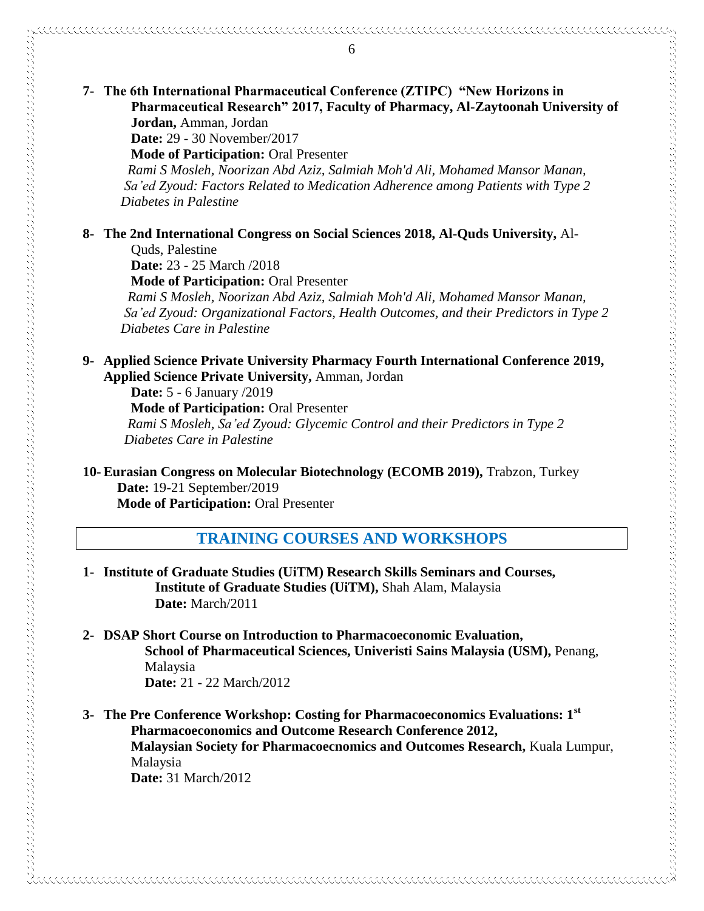7- **The 6th International Pharmaceutical Conference (ZTIPC) "New Horizons in Pharmaceutical Research" 2017, Faculty of Pharmacy, Al-Zaytoonah University of Jordan,** Amman, Jordan
**Date:** 29 - 30 November/2017
**Mode of Participation:** Oral Presenter
*Rami S Mosleh, Noorizan Abd Aziz, Salmiah Moh'd Ali, Mohamed Mansor Manan, Sa'ed Zyoud: Factors Related to Medication Adherence among Patients with Type 2 Diabetes in Palestine*

8- **The 2nd International Congress on Social Sciences 2018, Al-Quds University,** Al-Quds, Palestine
**Date:** 23 - 25 March /2018
**Mode of Participation:** Oral Presenter
*Rami S Mosleh, Noorizan Abd Aziz, Salmiah Moh'd Ali, Mohamed Mansor Manan, Sa'ed Zyoud: Organizational Factors, Health Outcomes, and their Predictors in Type 2 Diabetes Care in Palestine*

9- **Applied Science Private University Pharmacy Fourth International Conference 2019, Applied Science Private University,** Amman, Jordan
**Date:** 5 - 6 January /2019
**Mode of Participation:** Oral Presenter
*Rami S Mosleh, Sa'ed Zyoud: Glycemic Control and their Predictors in Type 2 Diabetes Care in Palestine*

10- **Eurasian Congress on Molecular Biotechnology (ECOMB 2019),** Trabzon, Turkey
**Date:** 19-21 September/2019
**Mode of Participation:** Oral Presenter

## TRAINING COURSES AND WORKSHOPS

1- **Institute of Graduate Studies (UiTM) Research Skills Seminars and Courses, Institute of Graduate Studies (UiTM),** Shah Alam, Malaysia
**Date:** March/2011

2- **DSAP Short Course on Introduction to Pharmacoeconomic Evaluation, School of Pharmaceutical Sciences, Univeristi Sains Malaysia (USM),** Penang, Malaysia
**Date:** 21 - 22 March/2012

3- **The Pre Conference Workshop: Costing for Pharmacoeconomics Evaluations: 1st Pharmacoeconomics and Outcome Research Conference 2012, Malaysian Society for Pharmacoecnomics and Outcomes Research,** Kuala Lumpur, Malaysia
**Date:** 31 March/2012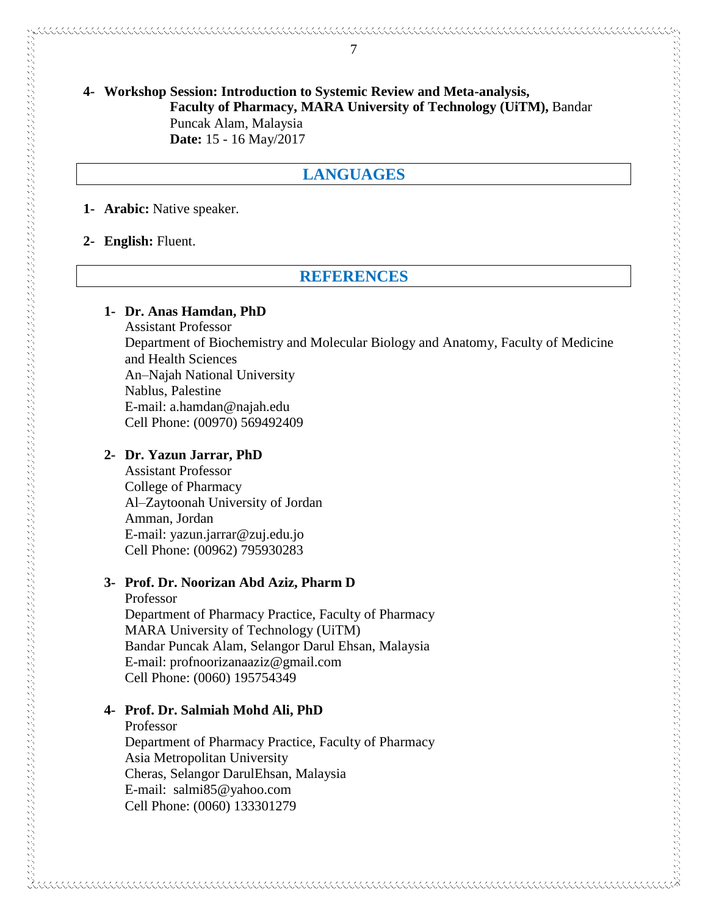4- **Workshop Session: Introduction to Systemic Review and Meta-analysis,**
   **Faculty of Pharmacy, MARA University of Technology (UiTM),** Bandar Puncak Alam, Malaysia
   **Date:** 15 - 16 May/2017

## LANGUAGES

1- **Arabic:** Native speaker.

2- **English:** Fluent.

## REFERENCES

1- **Dr. Anas Hamdan, PhD**
   Assistant Professor
   Department of Biochemistry and Molecular Biology and Anatomy, Faculty of Medicine and Health Sciences
   An–Najah National University
   Nablus, Palestine
   E-mail: a.hamdan@najah.edu
   Cell Phone: (00970) 569492409

2- **Dr. Yazun Jarrar, PhD**
   Assistant Professor
   College of Pharmacy
   Al–Zaytoonah University of Jordan
   Amman, Jordan
   E-mail: yazun.jarrar@zuj.edu.jo
   Cell Phone: (00962) 795930283

3- **Prof. Dr. Noorizan Abd Aziz, Pharm D**
   Professor
   Department of Pharmacy Practice, Faculty of Pharmacy
   MARA University of Technology (UiTM)
   Bandar Puncak Alam, Selangor Darul Ehsan, Malaysia
   E-mail: profnoorizanaaziz@gmail.com
   Cell Phone: (0060) 195754349

4- **Prof. Dr. Salmiah Mohd Ali, PhD**
   Professor
   Department of Pharmacy Practice, Faculty of Pharmacy
   Asia Metropolitan University
   Cheras, Selangor DarulEhsan, Malaysia
   E-mail: salmi85@yahoo.com
   Cell Phone: (0060) 133301279